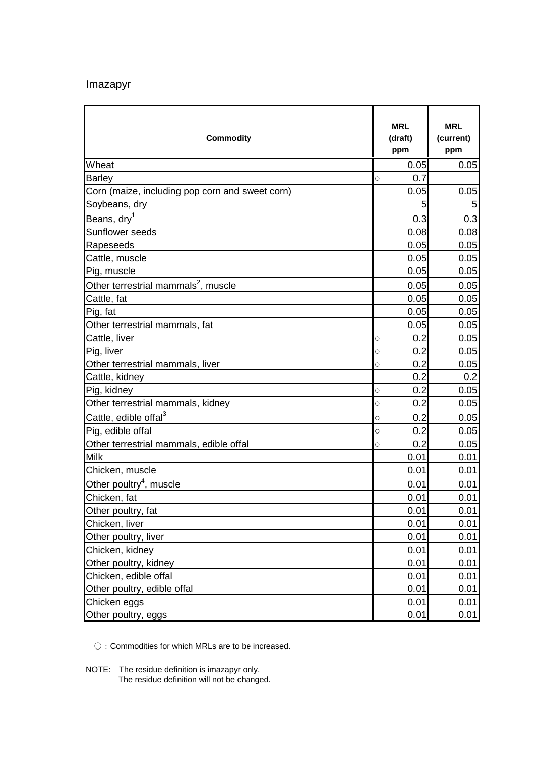Imazapyr

| Commodity | MRL (draft) ppm | | MRL (current) ppm |
|---|---|---|---|
| Wheat | | 0.05 | 0.05 |
| Barley | ○ | 0.7 | |
| Corn (maize, including pop corn and sweet corn) | | 0.05 | 0.05 |
| Soybeans, dry | | 5 | 5 |
| Beans, dry[1] | | 0.3 | 0.3 |
| Sunflower seeds | | 0.08 | 0.08 |
| Rapeseeds | | 0.05 | 0.05 |
| Cattle, muscle | | 0.05 | 0.05 |
| Pig, muscle | | 0.05 | 0.05 |
| Other terrestrial mammals[2], muscle | | 0.05 | 0.05 |
| Cattle, fat | | 0.05 | 0.05 |
| Pig, fat | | 0.05 | 0.05 |
| Other terrestrial mammals, fat | | 0.05 | 0.05 |
| Cattle, liver | ○ | 0.2 | 0.05 |
| Pig, liver | ○ | 0.2 | 0.05 |
| Other terrestrial mammals, liver | ○ | 0.2 | 0.05 |
| Cattle, kidney | | 0.2 | 0.2 |
| Pig, kidney | ○ | 0.2 | 0.05 |
| Other terrestrial mammals, kidney | ○ | 0.2 | 0.05 |
| Cattle, edible offal[3] | ○ | 0.2 | 0.05 |
| Pig, edible offal | ○ | 0.2 | 0.05 |
| Other terrestrial mammals, edible offal | ○ | 0.2 | 0.05 |
| Milk | | 0.01 | 0.01 |
| Chicken, muscle | | 0.01 | 0.01 |
| Other poultry[4], muscle | | 0.01 | 0.01 |
| Chicken, fat | | 0.01 | 0.01 |
| Other poultry, fat | | 0.01 | 0.01 |
| Chicken, liver | | 0.01 | 0.01 |
| Other poultry, liver | | 0.01 | 0.01 |
| Chicken, kidney | | 0.01 | 0.01 |
| Other poultry, kidney | | 0.01 | 0.01 |
| Chicken, edible offal | | 0.01 | 0.01 |
| Other poultry, edible offal | | 0.01 | 0.01 |
| Chicken eggs | | 0.01 | 0.01 |
| Other poultry, eggs | | 0.01 | 0.01 |

○：Commodities for which MRLs are to be increased.

NOTE: The residue definition is imazapyr only.
The residue definition will not be changed.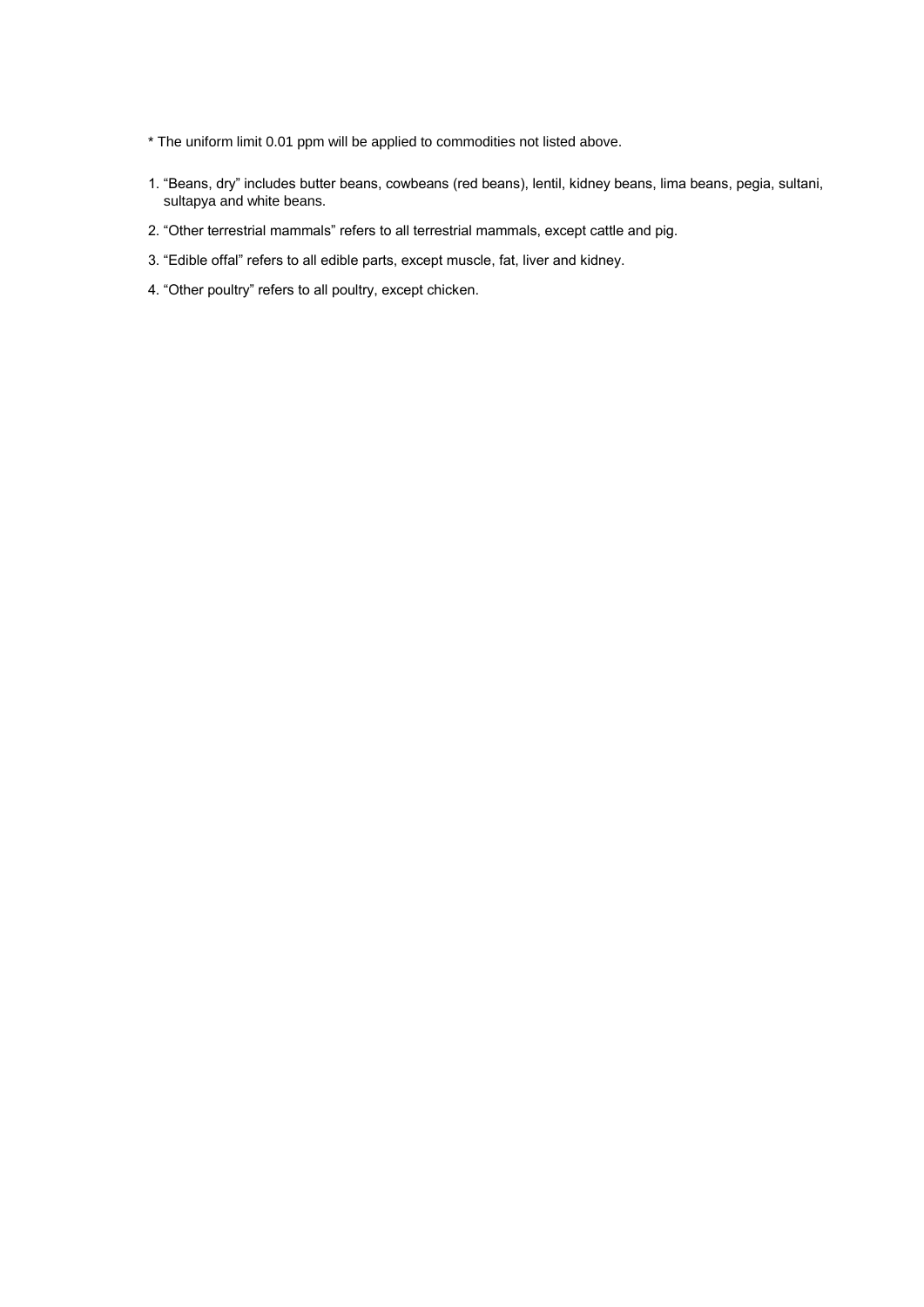* The uniform limit 0.01 ppm will be applied to commodities not listed above.

1. “Beans, dry” includes butter beans, cowbeans (red beans), lentil, kidney beans, lima beans, pegia, sultani, sultapya and white beans.
2. “Other terrestrial mammals” refers to all terrestrial mammals, except cattle and pig.
3. “Edible offal” refers to all edible parts, except muscle, fat, liver and kidney.
4. “Other poultry” refers to all poultry, except chicken.